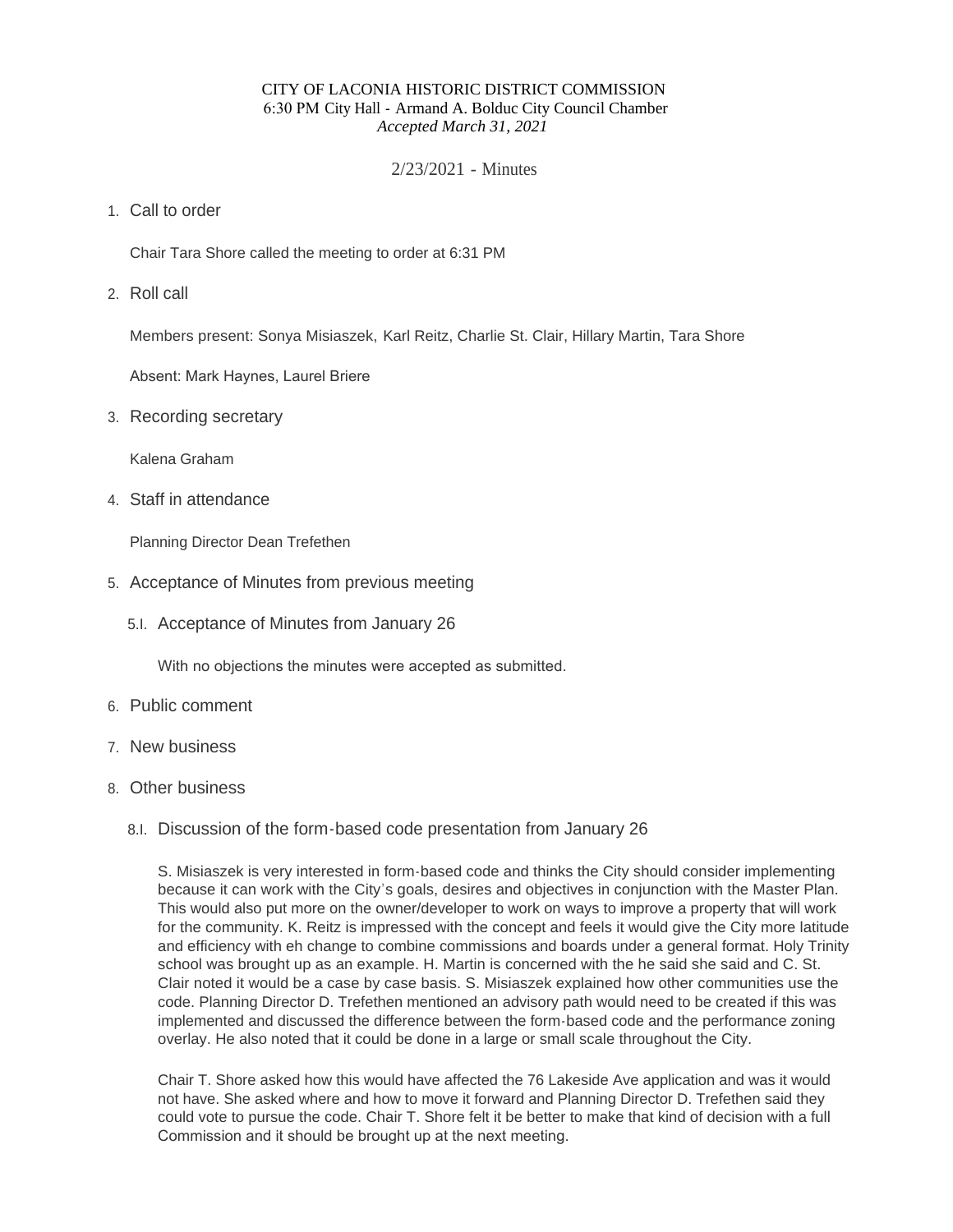CITY OF LACONIA HISTORIC DISTRICT COMMISSION
6:30 PM City Hall - Armand A. Bolduc City Council Chamber
*Accepted March 31, 2021*

2/23/2021 - Minutes

1. Call to order

   Chair Tara Shore called the meeting to order at 6:31 PM

2. Roll call

   Members present: Sonya Misiaszek, Karl Reitz, Charlie St. Clair, Hillary Martin, Tara Shore

   Absent: Mark Haynes, Laurel Briere

3. Recording secretary

   Kalena Graham

4. Staff in attendance

   Planning Director Dean Trefethen

5. Acceptance of Minutes from previous meeting

   5.I. Acceptance of Minutes from January 26

   With no objections the minutes were accepted as submitted.

6. Public comment

7. New business

8. Other business

   8.I. Discussion of the form-based code presentation from January 26

   S. Misiaszek is very interested in form-based code and thinks the City should consider implementing because it can work with the City's goals, desires and objectives in conjunction with the Master Plan. This would also put more on the owner/developer to work on ways to improve a property that will work for the community. K. Reitz is impressed with the concept and feels it would give the City more latitude and efficiency with eh change to combine commissions and boards under a general format. Holy Trinity school was brought up as an example. H. Martin is concerned with the he said she said and C. St. Clair noted it would be a case by case basis. S. Misiaszek explained how other communities use the code. Planning Director D. Trefethen mentioned an advisory path would need to be created if this was implemented and discussed the difference between the form-based code and the performance zoning overlay. He also noted that it could be done in a large or small scale throughout the City.

   Chair T. Shore asked how this would have affected the 76 Lakeside Ave application and was it would not have. She asked where and how to move it forward and Planning Director D. Trefethen said they could vote to pursue the code. Chair T. Shore felt it be better to make that kind of decision with a full Commission and it should be brought up at the next meeting.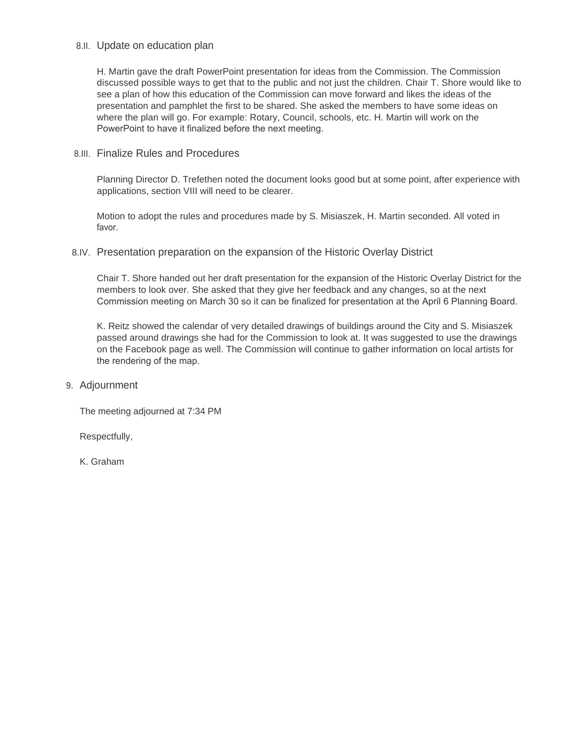### 8.II. Update on education plan

H. Martin gave the draft PowerPoint presentation for ideas from the Commission. The Commission discussed possible ways to get that to the public and not just the children. Chair T. Shore would like to see a plan of how this education of the Commission can move forward and likes the ideas of the presentation and pamphlet the first to be shared. She asked the members to have some ideas on where the plan will go. For example: Rotary, Council, schools, etc. H. Martin will work on the PowerPoint to have it finalized before the next meeting.

### 8.III. Finalize Rules and Procedures

Planning Director D. Trefethen noted the document looks good but at some point, after experience with applications, section VIII will need to be clearer.

Motion to adopt the rules and procedures made by S. Misiaszek, H. Martin seconded. All voted in favor.

### 8.IV. Presentation preparation on the expansion of the Historic Overlay District

Chair T. Shore handed out her draft presentation for the expansion of the Historic Overlay District for the members to look over. She asked that they give her feedback and any changes, so at the next Commission meeting on March 30 so it can be finalized for presentation at the April 6 Planning Board.

K. Reitz showed the calendar of very detailed drawings of buildings around the City and S. Misiaszek passed around drawings she had for the Commission to look at. It was suggested to use the drawings on the Facebook page as well. The Commission will continue to gather information on local artists for the rendering of the map.

## 9. Adjournment

The meeting adjourned at 7:34 PM

Respectfully,

K. Graham